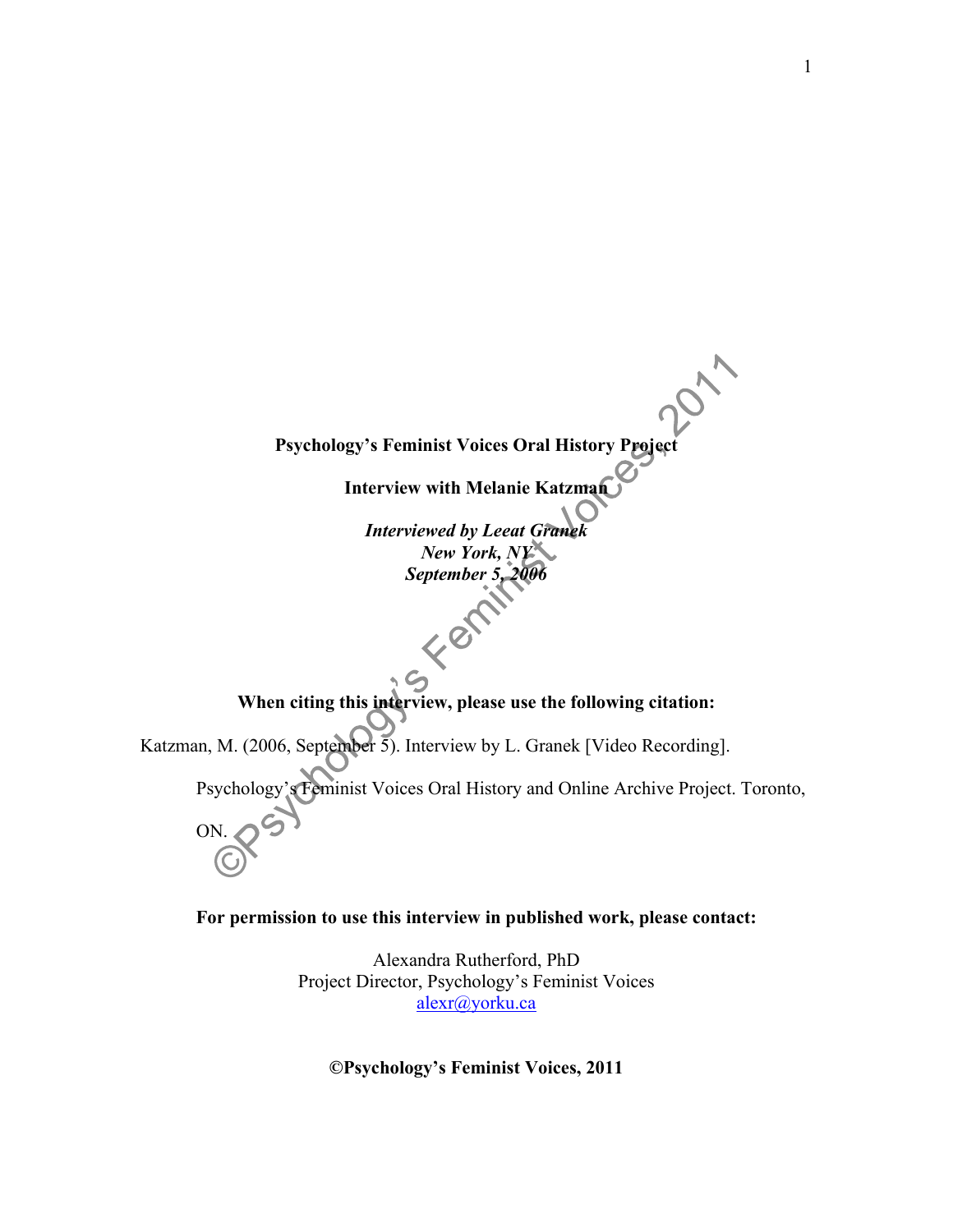**Psychology's Feminist Voices Oral History Project**

**Interview with Melanie Katzman**

*Interviewed by Leeat Granek*
*New York, NY*
*September 5, 2006*

**When citing this interview, please use the following citation:**

Katzman, M. (2006, September 5). Interview by L. Granek [Video Recording]. Psychology's Feminist Voices Oral History and Online Archive Project. Toronto, ON.

**For permission to use this interview in published work, please contact:**

Alexandra Rutherford, PhD
Project Director, Psychology's Feminist Voices
alexr@yorku.ca

**©Psychology's Feminist Voices, 2011**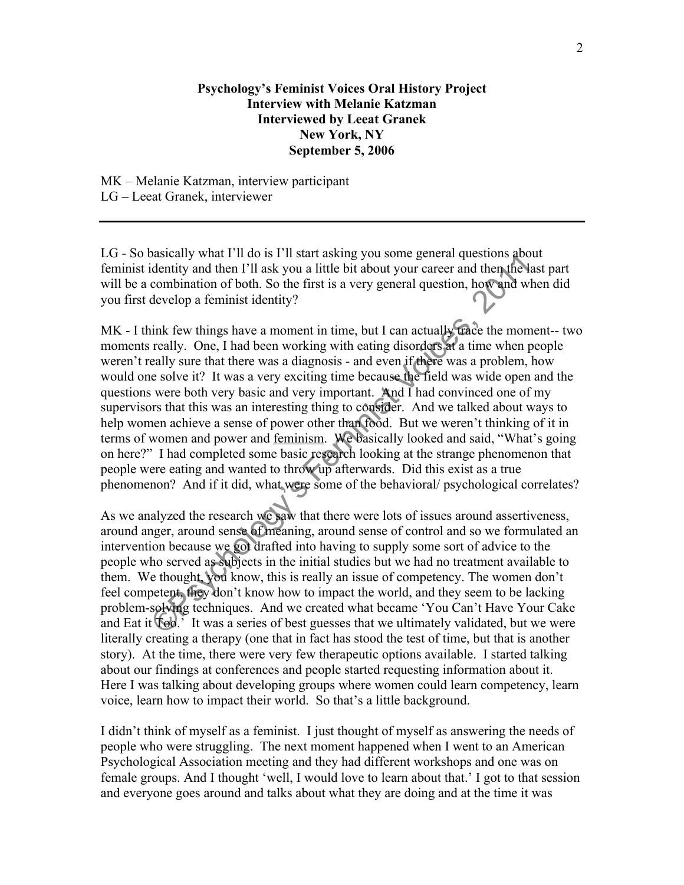**Psychology's Feminist Voices Oral History Project**
**Interview with Melanie Katzman**
**Interviewed by Leeat Granek**
**New York, NY**
**September 5, 2006**

MK – Melanie Katzman, interview participant
LG – Leeat Granek, interviewer

---

LG - So basically what I'll do is I'll start asking you some general questions about feminist identity and then I'll ask you a little bit about your career and then the last part will be a combination of both. So the first is a very general question, how and when did you first develop a feminist identity?

MK - I think few things have a moment in time, but I can actually trace the moment-- two moments really. One, I had been working with eating disorders at a time when people weren't really sure that there was a diagnosis - and even if there was a problem, how would one solve it? It was a very exciting time because the field was wide open and the questions were both very basic and very important. And I had convinced one of my supervisors that this was an interesting thing to consider. And we talked about ways to help women achieve a sense of power other than food. But we weren't thinking of it in terms of women and power and feminism. We basically looked and said, "What's going on here?" I had completed some basic research looking at the strange phenomenon that people were eating and wanted to throw up afterwards. Did this exist as a true phenomenon? And if it did, what were some of the behavioral/ psychological correlates?

As we analyzed the research we saw that there were lots of issues around assertiveness, around anger, around sense of meaning, around sense of control and so we formulated an intervention because we got drafted into having to supply some sort of advice to the people who served as subjects in the initial studies but we had no treatment available to them. We thought, you know, this is really an issue of competency. The women don't feel competent, they don't know how to impact the world, and they seem to be lacking problem-solving techniques. And we created what became 'You Can't Have Your Cake and Eat it Too.' It was a series of best guesses that we ultimately validated, but we were literally creating a therapy (one that in fact has stood the test of time, but that is another story). At the time, there were very few therapeutic options available. I started talking about our findings at conferences and people started requesting information about it. Here I was talking about developing groups where women could learn competency, learn voice, learn how to impact their world. So that's a little background.

I didn't think of myself as a feminist. I just thought of myself as answering the needs of people who were struggling. The next moment happened when I went to an American Psychological Association meeting and they had different workshops and one was on female groups. And I thought 'well, I would love to learn about that.' I got to that session and everyone goes around and talks about what they are doing and at the time it was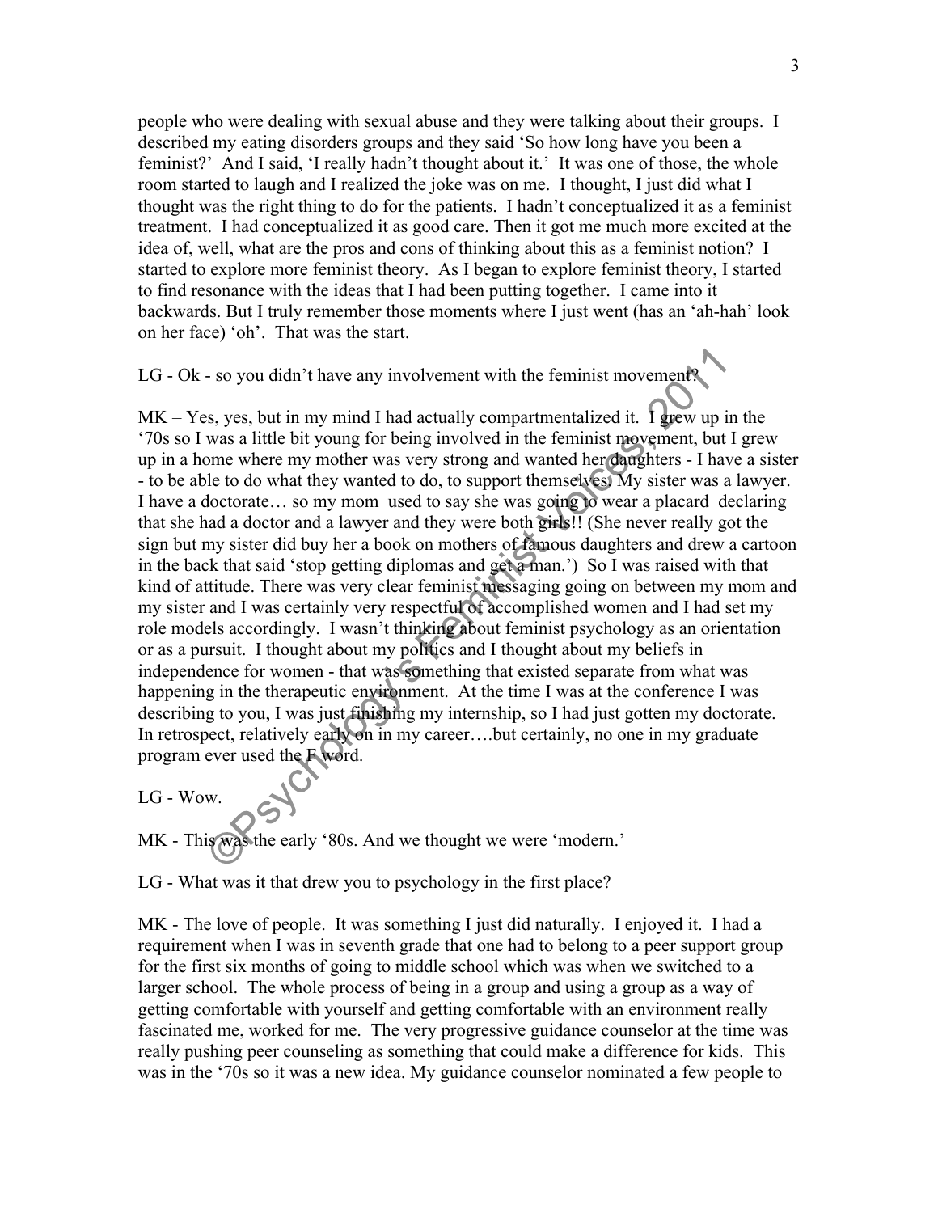people who were dealing with sexual abuse and they were talking about their groups. I described my eating disorders groups and they said 'So how long have you been a feminist?' And I said, 'I really hadn't thought about it.' It was one of those, the whole room started to laugh and I realized the joke was on me. I thought, I just did what I thought was the right thing to do for the patients. I hadn't conceptualized it as a feminist treatment. I had conceptualized it as good care. Then it got me much more excited at the idea of, well, what are the pros and cons of thinking about this as a feminist notion? I started to explore more feminist theory. As I began to explore feminist theory, I started to find resonance with the ideas that I had been putting together. I came into it backwards. But I truly remember those moments where I just went (has an 'ah-hah' look on her face) 'oh'. That was the start.

LG - Ok - so you didn't have any involvement with the feminist movement?

MK – Yes, yes, but in my mind I had actually compartmentalized it. I grew up in the '70s so I was a little bit young for being involved in the feminist movement, but I grew up in a home where my mother was very strong and wanted her daughters - I have a sister - to be able to do what they wanted to do, to support themselves. My sister was a lawyer. I have a doctorate… so my mom used to say she was going to wear a placard declaring that she had a doctor and a lawyer and they were both girls!! (She never really got the sign but my sister did buy her a book on mothers of famous daughters and drew a cartoon in the back that said 'stop getting diplomas and get a man.') So I was raised with that kind of attitude. There was very clear feminist messaging going on between my mom and my sister and I was certainly very respectful of accomplished women and I had set my role models accordingly. I wasn't thinking about feminist psychology as an orientation or as a pursuit. I thought about my politics and I thought about my beliefs in independence for women - that was something that existed separate from what was happening in the therapeutic environment. At the time I was at the conference I was describing to you, I was just finishing my internship, so I had just gotten my doctorate. In retrospect, relatively early on in my career….but certainly, no one in my graduate program ever used the F word.

LG - Wow.

MK - This was the early '80s. And we thought we were 'modern.'

LG - What was it that drew you to psychology in the first place?

MK - The love of people. It was something I just did naturally. I enjoyed it. I had a requirement when I was in seventh grade that one had to belong to a peer support group for the first six months of going to middle school which was when we switched to a larger school. The whole process of being in a group and using a group as a way of getting comfortable with yourself and getting comfortable with an environment really fascinated me, worked for me. The very progressive guidance counselor at the time was really pushing peer counseling as something that could make a difference for kids. This was in the '70s so it was a new idea. My guidance counselor nominated a few people to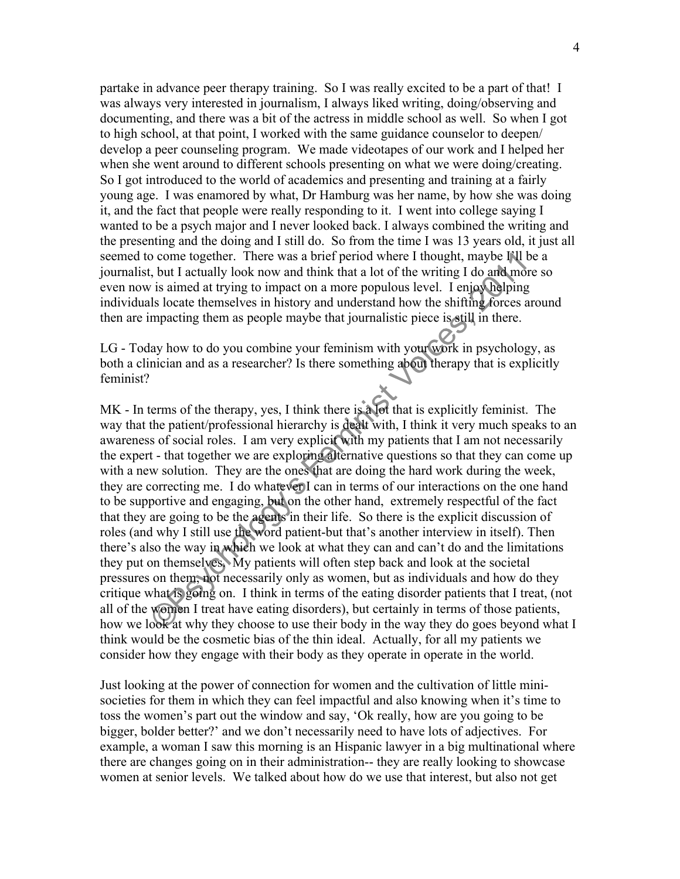partake in advance peer therapy training. So I was really excited to be a part of that! I was always very interested in journalism, I always liked writing, doing/observing and documenting, and there was a bit of the actress in middle school as well. So when I got to high school, at that point, I worked with the same guidance counselor to deepen/ develop a peer counseling program. We made videotapes of our work and I helped her when she went around to different schools presenting on what we were doing/creating. So I got introduced to the world of academics and presenting and training at a fairly young age. I was enamored by what, Dr Hamburg was her name, by how she was doing it, and the fact that people were really responding to it. I went into college saying I wanted to be a psych major and I never looked back. I always combined the writing and the presenting and the doing and I still do. So from the time I was 13 years old, it just all seemed to come together. There was a brief period where I thought, maybe I'll be a journalist, but I actually look now and think that a lot of the writing I do and more so even now is aimed at trying to impact on a more populous level. I enjoy helping individuals locate themselves in history and understand how the shifting forces around then are impacting them as people maybe that journalistic piece is still in there.

LG - Today how to do you combine your feminism with your work in psychology, as both a clinician and as a researcher? Is there something about therapy that is explicitly feminist?

MK - In terms of the therapy, yes, I think there is a lot that is explicitly feminist. The way that the patient/professional hierarchy is dealt with, I think it very much speaks to an awareness of social roles. I am very explicit with my patients that I am not necessarily the expert - that together we are exploring alternative questions so that they can come up with a new solution. They are the ones that are doing the hard work during the week, they are correcting me. I do whatever I can in terms of our interactions on the one hand to be supportive and engaging, but on the other hand, extremely respectful of the fact that they are going to be the agents in their life. So there is the explicit discussion of roles (and why I still use the word patient-but that's another interview in itself). Then there's also the way in which we look at what they can and can't do and the limitations they put on themselves. My patients will often step back and look at the societal pressures on them, not necessarily only as women, but as individuals and how do they critique what is going on. I think in terms of the eating disorder patients that I treat, (not all of the women I treat have eating disorders), but certainly in terms of those patients, how we look at why they choose to use their body in the way they do goes beyond what I think would be the cosmetic bias of the thin ideal. Actually, for all my patients we consider how they engage with their body as they operate in operate in the world.

Just looking at the power of connection for women and the cultivation of little mini-societies for them in which they can feel impactful and also knowing when it's time to toss the women's part out the window and say, 'Ok really, how are you going to be bigger, bolder better?' and we don't necessarily need to have lots of adjectives. For example, a woman I saw this morning is an Hispanic lawyer in a big multinational where there are changes going on in their administration-- they are really looking to showcase women at senior levels. We talked about how do we use that interest, but also not get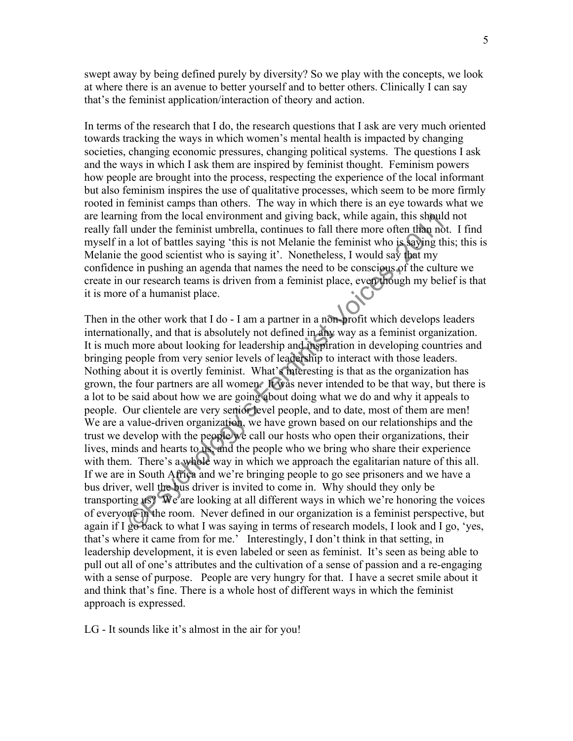swept away by being defined purely by diversity? So we play with the concepts, we look at where there is an avenue to better yourself and to better others. Clinically I can say that's the feminist application/interaction of theory and action.

In terms of the research that I do, the research questions that I ask are very much oriented towards tracking the ways in which women's mental health is impacted by changing societies, changing economic pressures, changing political systems. The questions I ask and the ways in which I ask them are inspired by feminist thought. Feminism powers how people are brought into the process, respecting the experience of the local informant but also feminism inspires the use of qualitative processes, which seem to be more firmly rooted in feminist camps than others. The way in which there is an eye towards what we are learning from the local environment and giving back, while again, this should not really fall under the feminist umbrella, continues to fall there more often than not. I find myself in a lot of battles saying 'this is not Melanie the feminist who is saying this; this is Melanie the good scientist who is saying it'. Nonetheless, I would say that my confidence in pushing an agenda that names the need to be conscious of the culture we create in our research teams is driven from a feminist place, even though my belief is that it is more of a humanist place.

Then in the other work that I do - I am a partner in a non-profit which develops leaders internationally, and that is absolutely not defined in any way as a feminist organization. It is much more about looking for leadership and inspiration in developing countries and bringing people from very senior levels of leadership to interact with those leaders. Nothing about it is overtly feminist. What's interesting is that as the organization has grown, the four partners are all women. It was never intended to be that way, but there is a lot to be said about how we are going about doing what we do and why it appeals to people. Our clientele are very senior level people, and to date, most of them are men! We are a value-driven organization, we have grown based on our relationships and the trust we develop with the people we call our hosts who open their organizations, their lives, minds and hearts to us, and the people who we bring who share their experience with them. There's a whole way in which we approach the egalitarian nature of this all. If we are in South Africa and we're bringing people to go see prisoners and we have a bus driver, well the bus driver is invited to come in. Why should they only be transporting us? We are looking at all different ways in which we're honoring the voices of everyone in the room. Never defined in our organization is a feminist perspective, but again if I go back to what I was saying in terms of research models, I look and I go, 'yes, that's where it came from for me.' Interestingly, I don't think in that setting, in leadership development, it is even labeled or seen as feminist. It's seen as being able to pull out all of one's attributes and the cultivation of a sense of passion and a re-engaging with a sense of purpose. People are very hungry for that. I have a secret smile about it and think that's fine. There is a whole host of different ways in which the feminist approach is expressed.

LG - It sounds like it's almost in the air for you!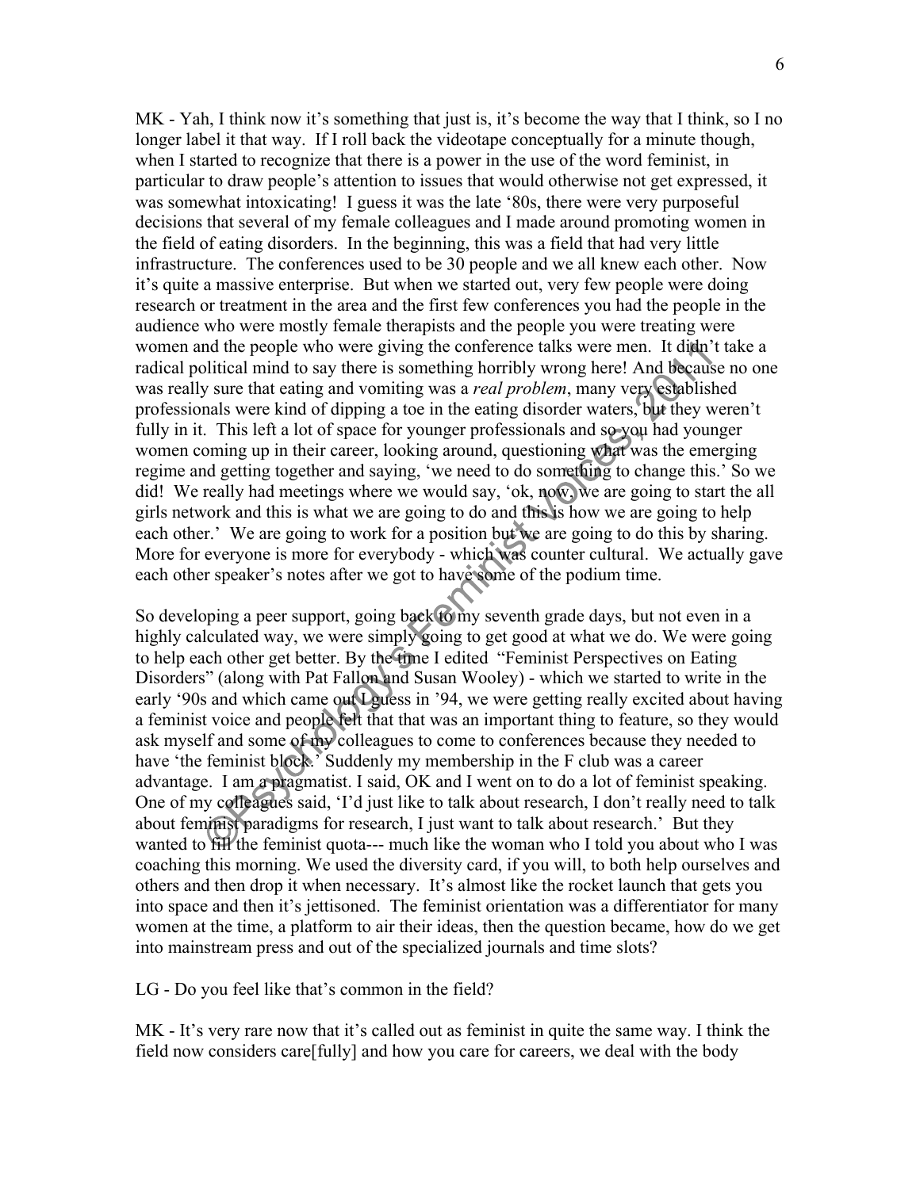MK - Yah, I think now it's something that just is, it's become the way that I think, so I no longer label it that way. If I roll back the videotape conceptually for a minute though, when I started to recognize that there is a power in the use of the word feminist, in particular to draw people's attention to issues that would otherwise not get expressed, it was somewhat intoxicating! I guess it was the late '80s, there were very purposeful decisions that several of my female colleagues and I made around promoting women in the field of eating disorders. In the beginning, this was a field that had very little infrastructure. The conferences used to be 30 people and we all knew each other. Now it's quite a massive enterprise. But when we started out, very few people were doing research or treatment in the area and the first few conferences you had the people in the audience who were mostly female therapists and the people you were treating were women and the people who were giving the conference talks were men. It didn't take a radical political mind to say there is something horribly wrong here! And because no one was really sure that eating and vomiting was a *real problem*, many very established professionals were kind of dipping a toe in the eating disorder waters, but they weren't fully in it. This left a lot of space for younger professionals and so you had younger women coming up in their career, looking around, questioning what was the emerging regime and getting together and saying, 'we need to do something to change this.' So we did! We really had meetings where we would say, 'ok, now, we are going to start the all girls network and this is what we are going to do and this is how we are going to help each other.' We are going to work for a position but we are going to do this by sharing. More for everyone is more for everybody - which was counter cultural. We actually gave each other speaker's notes after we got to have some of the podium time.

So developing a peer support, going back to my seventh grade days, but not even in a highly calculated way, we were simply going to get good at what we do. We were going to help each other get better. By the time I edited "Feminist Perspectives on Eating Disorders" (along with Pat Fallon and Susan Wooley) - which we started to write in the early '90s and which came out I guess in '94, we were getting really excited about having a feminist voice and people felt that that was an important thing to feature, so they would ask myself and some of my colleagues to come to conferences because they needed to have 'the feminist block.' Suddenly my membership in the F club was a career advantage. I am a pragmatist. I said, OK and I went on to do a lot of feminist speaking. One of my colleagues said, 'I'd just like to talk about research, I don't really need to talk about feminist paradigms for research, I just want to talk about research.' But they wanted to fill the feminist quota--- much like the woman who I told you about who I was coaching this morning. We used the diversity card, if you will, to both help ourselves and others and then drop it when necessary. It's almost like the rocket launch that gets you into space and then it's jettisoned. The feminist orientation was a differentiator for many women at the time, a platform to air their ideas, then the question became, how do we get into mainstream press and out of the specialized journals and time slots?

LG - Do you feel like that's common in the field?

MK - It's very rare now that it's called out as feminist in quite the same way. I think the field now considers care[fully] and how you care for careers, we deal with the body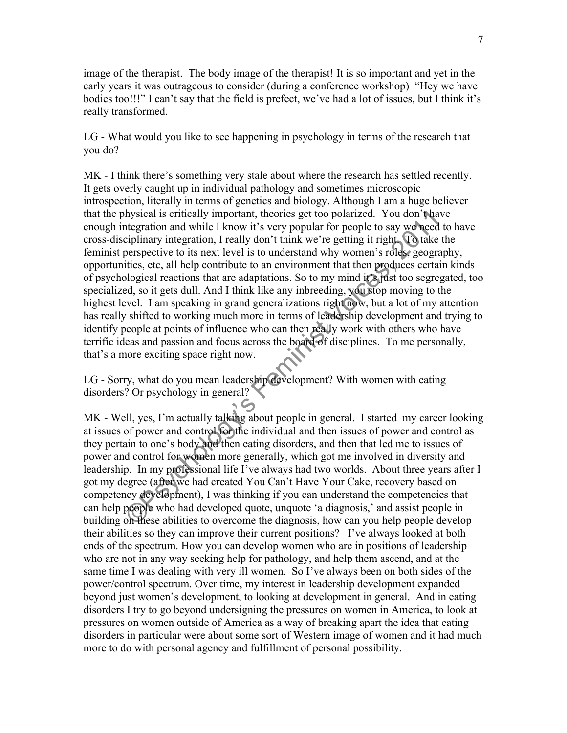image of the therapist. The body image of the therapist! It is so important and yet in the early years it was outrageous to consider (during a conference workshop) "Hey we have bodies too!!!" I can't say that the field is prefect, we've had a lot of issues, but I think it's really transformed.

LG - What would you like to see happening in psychology in terms of the research that you do?

MK - I think there's something very stale about where the research has settled recently. It gets overly caught up in individual pathology and sometimes microscopic introspection, literally in terms of genetics and biology. Although I am a huge believer that the physical is critically important, theories get too polarized. You don't have enough integration and while I know it's very popular for people to say we need to have cross-disciplinary integration, I really don't think we're getting it right. To take the feminist perspective to its next level is to understand why women's roles, geography, opportunities, etc, all help contribute to an environment that then produces certain kinds of psychological reactions that are adaptations. So to my mind it's just too segregated, too specialized, so it gets dull. And I think like any inbreeding, you stop moving to the highest level. I am speaking in grand generalizations right now, but a lot of my attention has really shifted to working much more in terms of leadership development and trying to identify people at points of influence who can then really work with others who have terrific ideas and passion and focus across the board of disciplines. To me personally, that's a more exciting space right now.

LG - Sorry, what do you mean leadership development? With women with eating disorders? Or psychology in general?

MK - Well, yes, I'm actually talking about people in general. I started my career looking at issues of power and control for the individual and then issues of power and control as they pertain to one's body and then eating disorders, and then that led me to issues of power and control for women more generally, which got me involved in diversity and leadership. In my professional life I've always had two worlds. About three years after I got my degree (after we had created You Can't Have Your Cake, recovery based on competency development), I was thinking if you can understand the competencies that can help people who had developed quote, unquote 'a diagnosis,' and assist people in building on these abilities to overcome the diagnosis, how can you help people develop their abilities so they can improve their current positions? I've always looked at both ends of the spectrum. How you can develop women who are in positions of leadership who are not in any way seeking help for pathology, and help them ascend, and at the same time I was dealing with very ill women. So I've always been on both sides of the power/control spectrum. Over time, my interest in leadership development expanded beyond just women's development, to looking at development in general. And in eating disorders I try to go beyond undersigning the pressures on women in America, to look at pressures on women outside of America as a way of breaking apart the idea that eating disorders in particular were about some sort of Western image of women and it had much more to do with personal agency and fulfillment of personal possibility.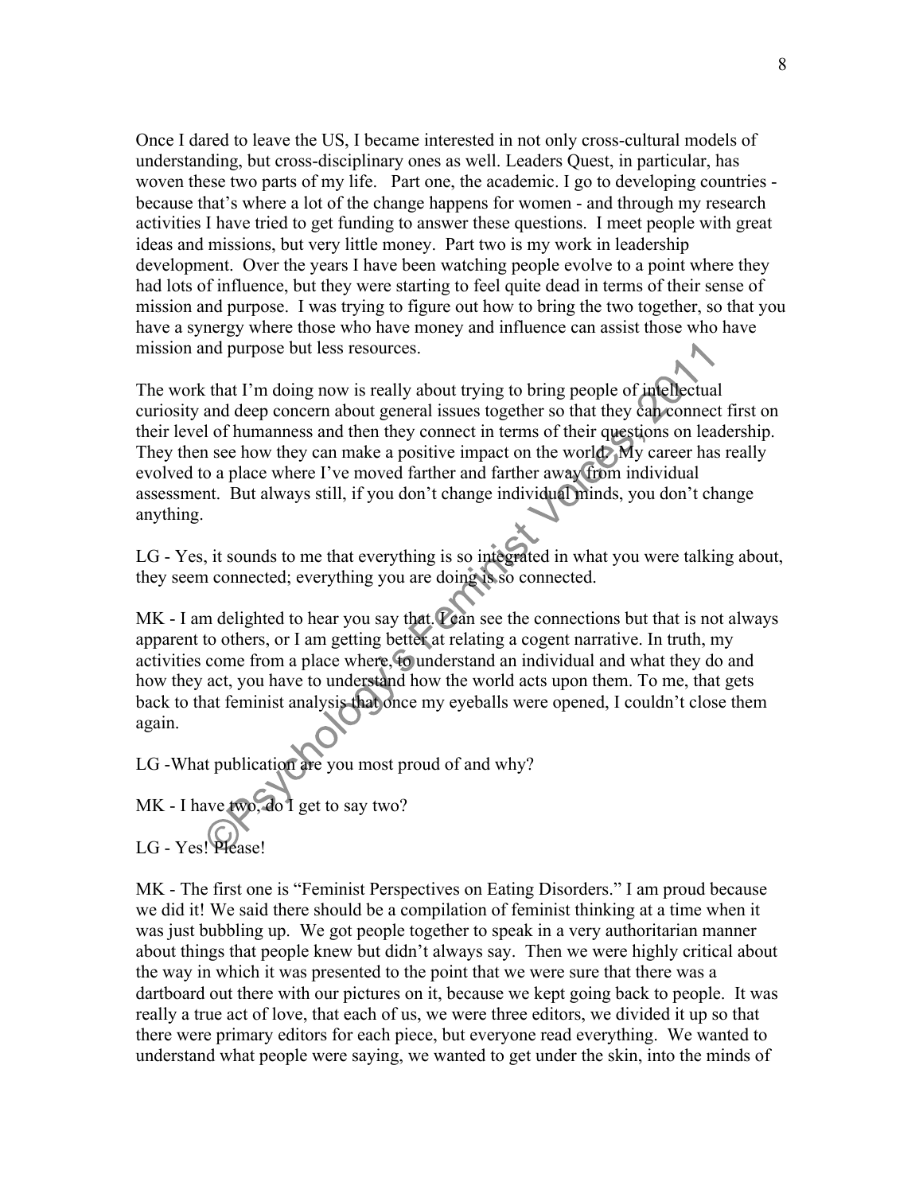Once I dared to leave the US, I became interested in not only cross-cultural models of understanding, but cross-disciplinary ones as well. Leaders Quest, in particular, has woven these two parts of my life. Part one, the academic. I go to developing countries - because that's where a lot of the change happens for women - and through my research activities I have tried to get funding to answer these questions. I meet people with great ideas and missions, but very little money. Part two is my work in leadership development. Over the years I have been watching people evolve to a point where they had lots of influence, but they were starting to feel quite dead in terms of their sense of mission and purpose. I was trying to figure out how to bring the two together, so that you have a synergy where those who have money and influence can assist those who have mission and purpose but less resources.

The work that I'm doing now is really about trying to bring people of intellectual curiosity and deep concern about general issues together so that they can connect first on their level of humanness and then they connect in terms of their questions on leadership. They then see how they can make a positive impact on the world. My career has really evolved to a place where I've moved farther and farther away from individual assessment. But always still, if you don't change individual minds, you don't change anything.

LG - Yes, it sounds to me that everything is so integrated in what you were talking about, they seem connected; everything you are doing is so connected.

MK - I am delighted to hear you say that. I can see the connections but that is not always apparent to others, or I am getting better at relating a cogent narrative. In truth, my activities come from a place where, to understand an individual and what they do and how they act, you have to understand how the world acts upon them. To me, that gets back to that feminist analysis that once my eyeballs were opened, I couldn't close them again.

LG -What publication are you most proud of and why?

MK - I have two, do I get to say two?

LG - Yes! Please!

MK - The first one is "Feminist Perspectives on Eating Disorders." I am proud because we did it! We said there should be a compilation of feminist thinking at a time when it was just bubbling up. We got people together to speak in a very authoritarian manner about things that people knew but didn't always say. Then we were highly critical about the way in which it was presented to the point that we were sure that there was a dartboard out there with our pictures on it, because we kept going back to people. It was really a true act of love, that each of us, we were three editors, we divided it up so that there were primary editors for each piece, but everyone read everything. We wanted to understand what people were saying, we wanted to get under the skin, into the minds of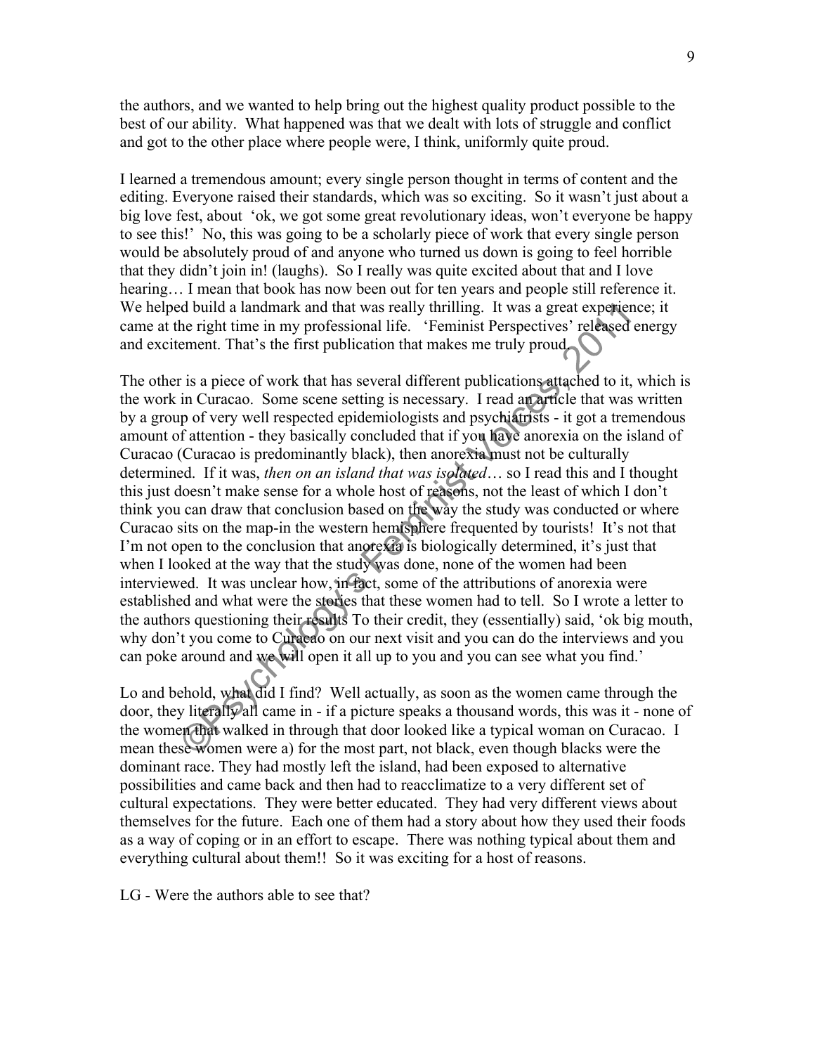the authors, and we wanted to help bring out the highest quality product possible to the best of our ability. What happened was that we dealt with lots of struggle and conflict and got to the other place where people were, I think, uniformly quite proud.

I learned a tremendous amount; every single person thought in terms of content and the editing. Everyone raised their standards, which was so exciting. So it wasn't just about a big love fest, about 'ok, we got some great revolutionary ideas, won't everyone be happy to see this!' No, this was going to be a scholarly piece of work that every single person would be absolutely proud of and anyone who turned us down is going to feel horrible that they didn't join in! (laughs). So I really was quite excited about that and I love hearing… I mean that book has now been out for ten years and people still reference it. We helped build a landmark and that was really thrilling. It was a great experience; it came at the right time in my professional life. 'Feminist Perspectives' released energy and excitement. That's the first publication that makes me truly proud.

The other is a piece of work that has several different publications attached to it, which is the work in Curacao. Some scene setting is necessary. I read an article that was written by a group of very well respected epidemiologists and psychiatrists - it got a tremendous amount of attention - they basically concluded that if you have anorexia on the island of Curacao (Curacao is predominantly black), then anorexia must not be culturally determined. If it was, *then on an island that was isolated*… so I read this and I thought this just doesn't make sense for a whole host of reasons, not the least of which I don't think you can draw that conclusion based on the way the study was conducted or where Curacao sits on the map-in the western hemisphere frequented by tourists! It's not that I'm not open to the conclusion that anorexia is biologically determined, it's just that when I looked at the way that the study was done, none of the women had been interviewed. It was unclear how, in fact, some of the attributions of anorexia were established and what were the stories that these women had to tell. So I wrote a letter to the authors questioning their results To their credit, they (essentially) said, 'ok big mouth, why don't you come to Curacao on our next visit and you can do the interviews and you can poke around and we will open it all up to you and you can see what you find.'

Lo and behold, what did I find? Well actually, as soon as the women came through the door, they literally all came in - if a picture speaks a thousand words, this was it - none of the women that walked in through that door looked like a typical woman on Curacao. I mean these women were a) for the most part, not black, even though blacks were the dominant race. They had mostly left the island, had been exposed to alternative possibilities and came back and then had to reacclimatize to a very different set of cultural expectations. They were better educated. They had very different views about themselves for the future. Each one of them had a story about how they used their foods as a way of coping or in an effort to escape. There was nothing typical about them and everything cultural about them!! So it was exciting for a host of reasons.

LG - Were the authors able to see that?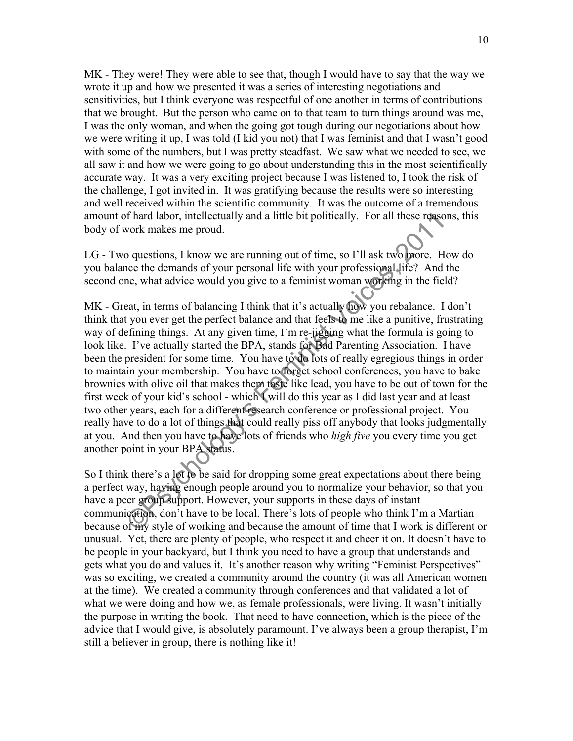MK - They were! They were able to see that, though I would have to say that the way we wrote it up and how we presented it was a series of interesting negotiations and sensitivities, but I think everyone was respectful of one another in terms of contributions that we brought. But the person who came on to that team to turn things around was me, I was the only woman, and when the going got tough during our negotiations about how we were writing it up, I was told (I kid you not) that I was feminist and that I wasn't good with some of the numbers, but I was pretty steadfast. We saw what we needed to see, we all saw it and how we were going to go about understanding this in the most scientifically accurate way. It was a very exciting project because I was listened to, I took the risk of the challenge, I got invited in. It was gratifying because the results were so interesting and well received within the scientific community. It was the outcome of a tremendous amount of hard labor, intellectually and a little bit politically. For all these reasons, this body of work makes me proud.

LG - Two questions, I know we are running out of time, so I'll ask two more. How do you balance the demands of your personal life with your professional life? And the second one, what advice would you give to a feminist woman working in the field?

MK - Great, in terms of balancing I think that it's actually how you rebalance. I don't think that you ever get the perfect balance and that feels to me like a punitive, frustrating way of defining things. At any given time, I'm re-jigging what the formula is going to look like. I've actually started the BPA, stands for Bad Parenting Association. I have been the president for some time. You have to do lots of really egregious things in order to maintain your membership. You have to forget school conferences, you have to bake brownies with olive oil that makes them taste like lead, you have to be out of town for the first week of your kid's school - which I will do this year as I did last year and at least two other years, each for a different research conference or professional project. You really have to do a lot of things that could really piss off anybody that looks judgmentally at you. And then you have to have lots of friends who *high five* you every time you get another point in your BPA status.

So I think there's a lot to be said for dropping some great expectations about there being a perfect way, having enough people around you to normalize your behavior, so that you have a peer group support. However, your supports in these days of instant communication, don't have to be local. There's lots of people who think I'm a Martian because of my style of working and because the amount of time that I work is different or unusual. Yet, there are plenty of people, who respect it and cheer it on. It doesn't have to be people in your backyard, but I think you need to have a group that understands and gets what you do and values it. It's another reason why writing "Feminist Perspectives" was so exciting, we created a community around the country (it was all American women at the time). We created a community through conferences and that validated a lot of what we were doing and how we, as female professionals, were living. It wasn't initially the purpose in writing the book. That need to have connection, which is the piece of the advice that I would give, is absolutely paramount. I've always been a group therapist, I'm still a believer in group, there is nothing like it!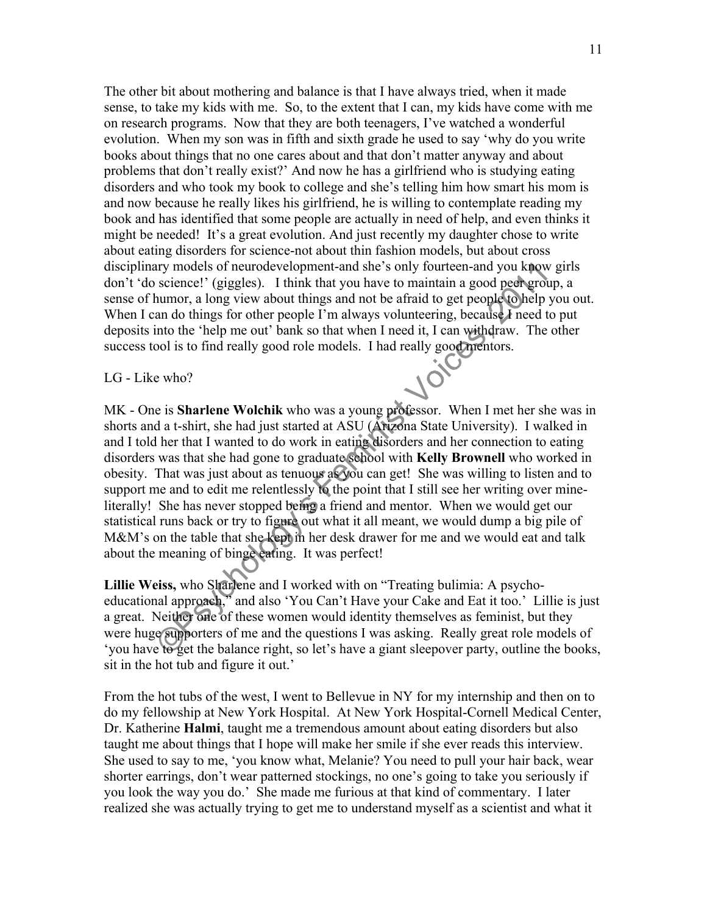The other bit about mothering and balance is that I have always tried, when it made sense, to take my kids with me. So, to the extent that I can, my kids have come with me on research programs. Now that they are both teenagers, I've watched a wonderful evolution. When my son was in fifth and sixth grade he used to say 'why do you write books about things that no one cares about and that don't matter anyway and about problems that don't really exist?' And now he has a girlfriend who is studying eating disorders and who took my book to college and she's telling him how smart his mom is and now because he really likes his girlfriend, he is willing to contemplate reading my book and has identified that some people are actually in need of help, and even thinks it might be needed! It's a great evolution. And just recently my daughter chose to write about eating disorders for science-not about thin fashion models, but about cross disciplinary models of neurodevelopment-and she's only fourteen-and you know girls don't 'do science!' (giggles). I think that you have to maintain a good peer group, a sense of humor, a long view about things and not be afraid to get people to help you out. When I can do things for other people I'm always volunteering, because I need to put deposits into the 'help me out' bank so that when I need it, I can withdraw. The other success tool is to find really good role models. I had really good mentors.

LG - Like who?

MK - One is **Sharlene Wolchik** who was a young professor. When I met her she was in shorts and a t-shirt, she had just started at ASU (Arizona State University). I walked in and I told her that I wanted to do work in eating disorders and her connection to eating disorders was that she had gone to graduate school with **Kelly Brownell** who worked in obesity. That was just about as tenuous as you can get! She was willing to listen and to support me and to edit me relentlessly to the point that I still see her writing over mine-literally! She has never stopped being a friend and mentor. When we would get our statistical runs back or try to figure out what it all meant, we would dump a big pile of M&M's on the table that she kept in her desk drawer for me and we would eat and talk about the meaning of binge eating. It was perfect!

**Lillie Weiss,** who Sharlene and I worked with on "Treating bulimia: A psycho-educational approach," and also 'You Can't Have your Cake and Eat it too.' Lillie is just a great. Neither one of these women would identity themselves as feminist, but they were huge supporters of me and the questions I was asking. Really great role models of 'you have to get the balance right, so let's have a giant sleepover party, outline the books, sit in the hot tub and figure it out.'

From the hot tubs of the west, I went to Bellevue in NY for my internship and then on to do my fellowship at New York Hospital. At New York Hospital-Cornell Medical Center, Dr. Katherine **Halmi**, taught me a tremendous amount about eating disorders but also taught me about things that I hope will make her smile if she ever reads this interview. She used to say to me, 'you know what, Melanie? You need to pull your hair back, wear shorter earrings, don't wear patterned stockings, no one's going to take you seriously if you look the way you do.' She made me furious at that kind of commentary. I later realized she was actually trying to get me to understand myself as a scientist and what it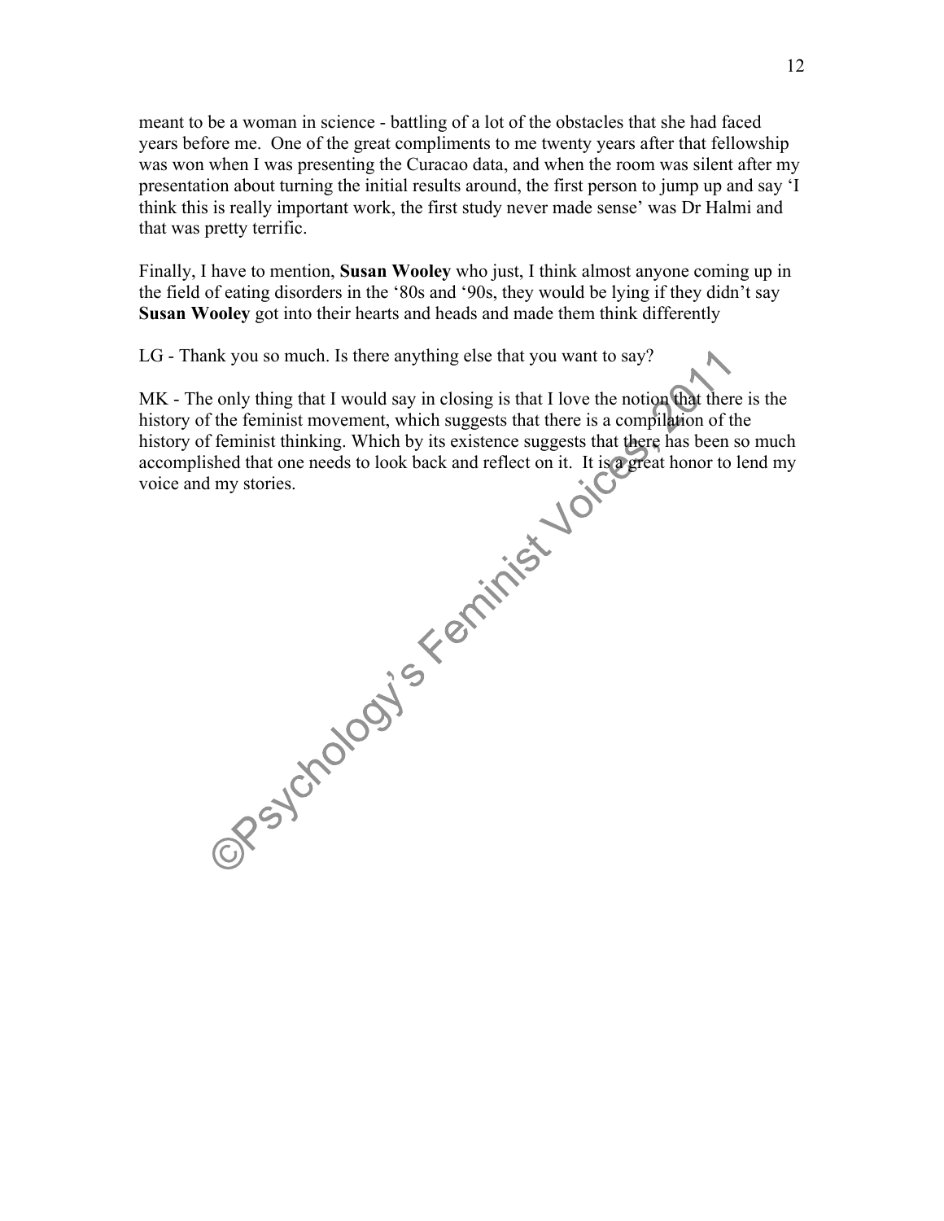meant to be a woman in science - battling of a lot of the obstacles that she had faced years before me. One of the great compliments to me twenty years after that fellowship was won when I was presenting the Curacao data, and when the room was silent after my presentation about turning the initial results around, the first person to jump up and say 'I think this is really important work, the first study never made sense' was Dr Halmi and that was pretty terrific.

Finally, I have to mention, **Susan Wooley** who just, I think almost anyone coming up in the field of eating disorders in the '80s and '90s, they would be lying if they didn't say **Susan Wooley** got into their hearts and heads and made them think differently

LG - Thank you so much. Is there anything else that you want to say?

MK - The only thing that I would say in closing is that I love the notion that there is the history of the feminist movement, which suggests that there is a compilation of the history of feminist thinking. Which by its existence suggests that there has been so much accomplished that one needs to look back and reflect on it. It is a great honor to lend my voice and my stories.